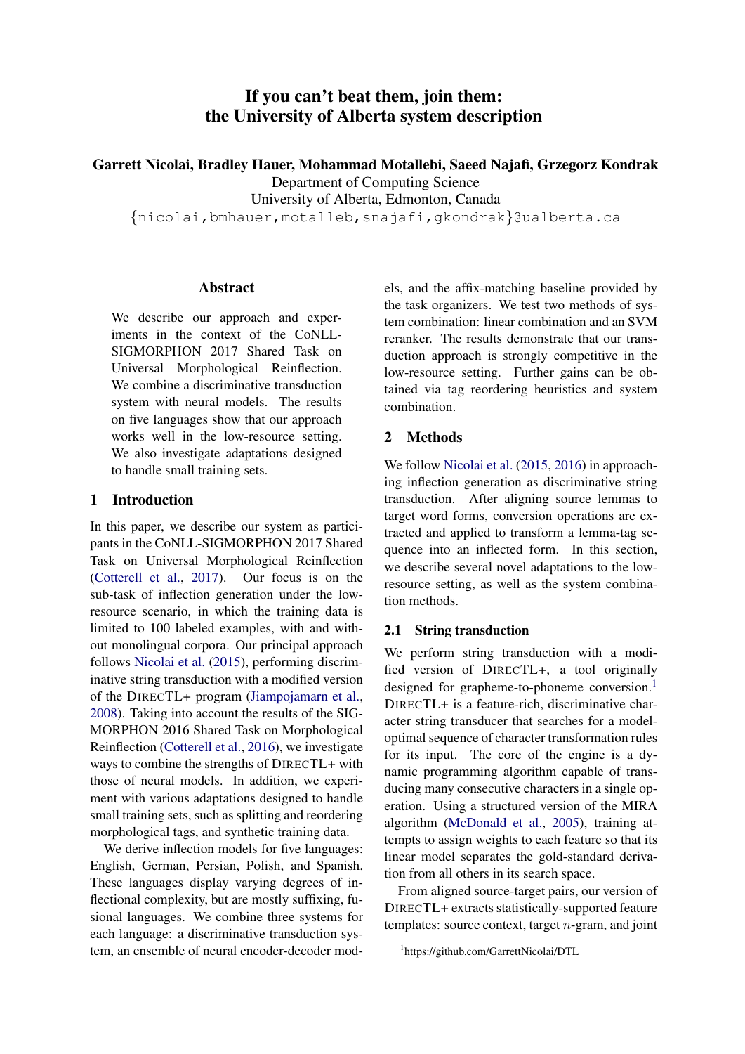# If you can't beat them, join them: the University of Alberta system description

**Garrett Nicolai, Bradley Hauer, Mohammad Motallebi, Saeed Najafi, Grzegorz Kondrak**

Department of Computing Science
University of Alberta, Edmonton, Canada
{nicolai,bmhauer,motalleb,snajafi,gkondrak}@ualberta.ca

## Abstract

We describe our approach and experiments in the context of the CoNLL-SIGMORPHON 2017 Shared Task on Universal Morphological Reinflection. We combine a discriminative transduction system with neural models. The results on five languages show that our approach works well in the low-resource setting. We also investigate adaptations designed to handle small training sets.

## 1 Introduction

In this paper, we describe our system as participants in the CoNLL-SIGMORPHON 2017 Shared Task on Universal Morphological Reinflection (Cotterell et al., 2017). Our focus is on the sub-task of inflection generation under the low-resource scenario, in which the training data is limited to 100 labeled examples, with and without monolingual corpora. Our principal approach follows Nicolai et al. (2015), performing discriminative string transduction with a modified version of the DirecTL+ program (Jiampojamarn et al., 2008). Taking into account the results of the SIGMORPHON 2016 Shared Task on Morphological Reinflection (Cotterell et al., 2016), we investigate ways to combine the strengths of DirecTL+ with those of neural models. In addition, we experiment with various adaptations designed to handle small training sets, such as splitting and reordering morphological tags, and synthetic training data.

We derive inflection models for five languages: English, German, Persian, Polish, and Spanish. These languages display varying degrees of inflectional complexity, but are mostly suffixing, fusional languages. We combine three systems for each language: a discriminative transduction system, an ensemble of neural encoder-decoder models, and the affix-matching baseline provided by the task organizers. We test two methods of system combination: linear combination and an SVM reranker. The results demonstrate that our transduction approach is strongly competitive in the low-resource setting. Further gains can be obtained via tag reordering heuristics and system combination.

## 2 Methods

We follow Nicolai et al. (2015, 2016) in approaching inflection generation as discriminative string transduction. After aligning source lemmas to target word forms, conversion operations are extracted and applied to transform a lemma-tag sequence into an inflected form. In this section, we describe several novel adaptations to the low-resource setting, as well as the system combination methods.

### 2.1 String transduction

We perform string transduction with a modified version of DirecTL+, a tool originally designed for grapheme-to-phoneme conversion.[1] DirecTL+ is a feature-rich, discriminative character string transducer that searches for a model-optimal sequence of character transformation rules for its input. The core of the engine is a dynamic programming algorithm capable of transducing many consecutive characters in a single operation. Using a structured version of the MIRA algorithm (McDonald et al., 2005), training attempts to assign weights to each feature so that its linear model separates the gold-standard derivation from all others in its search space.

From aligned source-target pairs, our version of DirecTL+ extracts statistically-supported feature templates: source context, target $n$-gram, and joint

[1] https://github.com/GarrettNicolai/DTL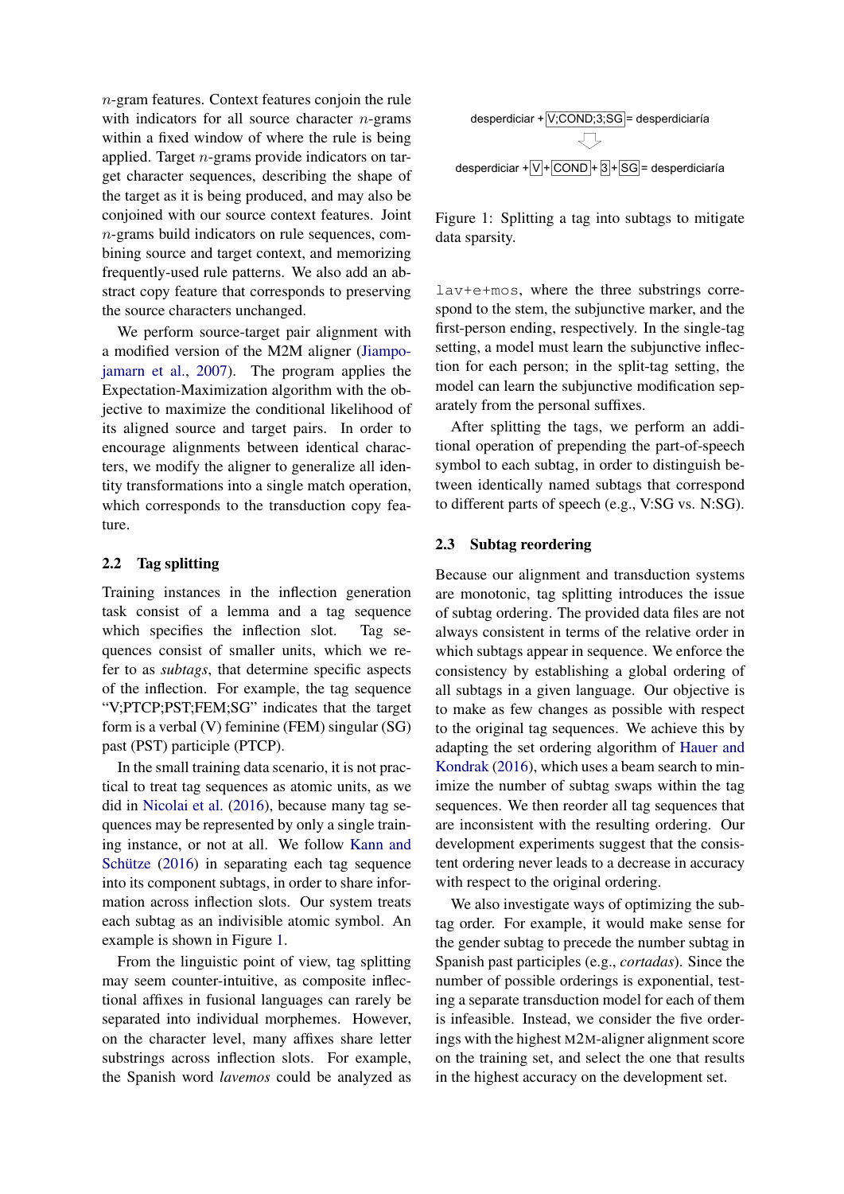$n$-gram features. Context features conjoin the rule with indicators for all source character $n$-grams within a fixed window of where the rule is being applied. Target $n$-grams provide indicators on target character sequences, describing the shape of the target as it is being produced, and may also be conjoined with our source context features. Joint $n$-grams build indicators on rule sequences, combining source and target context, and memorizing frequently-used rule patterns. We also add an abstract copy feature that corresponds to preserving the source characters unchanged.

We perform source-target pair alignment with a modified version of the M2M aligner (Jiampojamarn et al., 2007). The program applies the Expectation-Maximization algorithm with the objective to maximize the conditional likelihood of its aligned source and target pairs. In order to encourage alignments between identical characters, we modify the aligner to generalize all identity transformations into a single match operation, which corresponds to the transduction copy feature.

## 2.2 Tag splitting

Training instances in the inflection generation task consist of a lemma and a tag sequence which specifies the inflection slot. Tag sequences consist of smaller units, which we refer to as *subtags*, that determine specific aspects of the inflection. For example, the tag sequence "V;PTCP;PST;FEM;SG" indicates that the target form is a verbal (V) feminine (FEM) singular (SG) past (PST) participle (PTCP).

In the small training data scenario, it is not practical to treat tag sequences as atomic units, as we did in Nicolai et al. (2016), because many tag sequences may be represented by only a single training instance, or not at all. We follow Kann and Schütze (2016) in separating each tag sequence into its component subtags, in order to share information across inflection slots. Our system treats each subtag as an indivisible atomic symbol. An example is shown in Figure 1.

desperdiciar + V;COND;3;SG = desperdiciaría

desperdiciar + V + COND + 3 + SG = desperdiciaría

Figure 1: Splitting a tag into subtags to mitigate data sparsity.

From the linguistic point of view, tag splitting may seem counter-intuitive, as composite inflectional affixes in fusional languages can rarely be separated into individual morphemes. However, on the character level, many affixes share letter substrings across inflection slots. For example, the Spanish word *lavemos* could be analyzed as `lav+e+mos`, where the three substrings correspond to the stem, the subjunctive marker, and the first-person ending, respectively. In the single-tag setting, a model must learn the subjunctive inflection for each person; in the split-tag setting, the model can learn the subjunctive modification separately from the personal suffixes.

After splitting the tags, we perform an additional operation of prepending the part-of-speech symbol to each subtag, in order to distinguish between identically named subtags that correspond to different parts of speech (e.g., V:SG vs. N:SG).

## 2.3 Subtag reordering

Because our alignment and transduction systems are monotonic, tag splitting introduces the issue of subtag ordering. The provided data files are not always consistent in terms of the relative order in which subtags appear in sequence. We enforce the consistency by establishing a global ordering of all subtags in a given language. Our objective is to make as few changes as possible with respect to the original tag sequences. We achieve this by adapting the set ordering algorithm of Hauer and Kondrak (2016), which uses a beam search to minimize the number of subtag swaps within the tag sequences. We then reorder all tag sequences that are inconsistent with the resulting ordering. Our development experiments suggest that the consistent ordering never leads to a decrease in accuracy with respect to the original ordering.

We also investigate ways of optimizing the subtag order. For example, it would make sense for the gender subtag to precede the number subtag in Spanish past participles (e.g., *cortadas*). Since the number of possible orderings is exponential, testing a separate transduction model for each of them is infeasible. Instead, we consider the five orderings with the highest M2M-aligner alignment score on the training set, and select the one that results in the highest accuracy on the development set.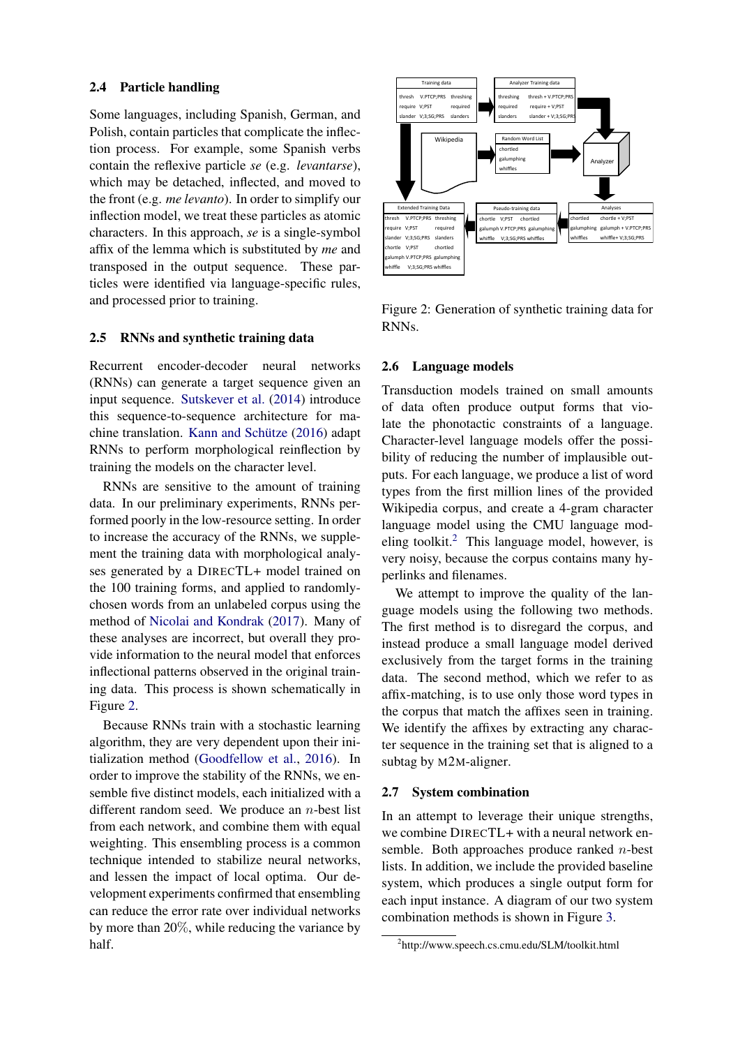### 2.4 Particle handling

Some languages, including Spanish, German, and Polish, contain particles that complicate the inflection process. For example, some Spanish verbs contain the reflexive particle *se* (e.g. *levantarse*), which may be detached, inflected, and moved to the front (e.g. *me levanto*). In order to simplify our inflection model, we treat these particles as atomic characters. In this approach, *se* is a single-symbol affix of the lemma which is substituted by *me* and transposed in the output sequence. These particles were identified via language-specific rules, and processed prior to training.

### 2.5 RNNs and synthetic training data

Recurrent encoder-decoder neural networks (RNNs) can generate a target sequence given an input sequence. Sutskever et al. (2014) introduce this sequence-to-sequence architecture for machine translation. Kann and Schütze (2016) adapt RNNs to perform morphological reinflection by training the models on the character level.

RNNs are sensitive to the amount of training data. In our preliminary experiments, RNNs performed poorly in the low-resource setting. In order to increase the accuracy of the RNNs, we supplement the training data with morphological analyses generated by a DIRECTL+ model trained on the 100 training forms, and applied to randomly-chosen words from an unlabeled corpus using the method of Nicolai and Kondrak (2017). Many of these analyses are incorrect, but overall they provide information to the neural model that enforces inflectional patterns observed in the original training data. This process is shown schematically in Figure 2.

Because RNNs train with a stochastic learning algorithm, they are very dependent upon their initialization method (Goodfellow et al., 2016). In order to improve the stability of the RNNs, we ensemble five distinct models, each initialized with a different random seed. We produce an $n$-best list from each network, and combine them with equal weighting. This ensembling process is a common technique intended to stabilize neural networks, and lessen the impact of local optima. Our development experiments confirmed that ensembling can reduce the error rate over individual networks by more than 20%, while reducing the variance by half.

Figure 2: Generation of synthetic training data for RNNs.

### 2.6 Language models

Transduction models trained on small amounts of data often produce output forms that violate the phonotactic constraints of a language. Character-level language models offer the possibility of reducing the number of implausible outputs. For each language, we produce a list of word types from the first million lines of the provided Wikipedia corpus, and create a 4-gram character language model using the CMU language modeling toolkit.[2] This language model, however, is very noisy, because the corpus contains many hyperlinks and filenames.

We attempt to improve the quality of the language models using the following two methods. The first method is to disregard the corpus, and instead produce a small language model derived exclusively from the target forms in the training data. The second method, which we refer to as affix-matching, is to use only those word types in the corpus that match the affixes seen in training. We identify the affixes by extracting any character sequence in the training set that is aligned to a subtag by M2M-aligner.

### 2.7 System combination

In an attempt to leverage their unique strengths, we combine DIRECTL+ with a neural network ensemble. Both approaches produce ranked $n$-best lists. In addition, we include the provided baseline system, which produces a single output form for each input instance. A diagram of our two system combination methods is shown in Figure 3.

[2] http://www.speech.cs.cmu.edu/SLM/toolkit.html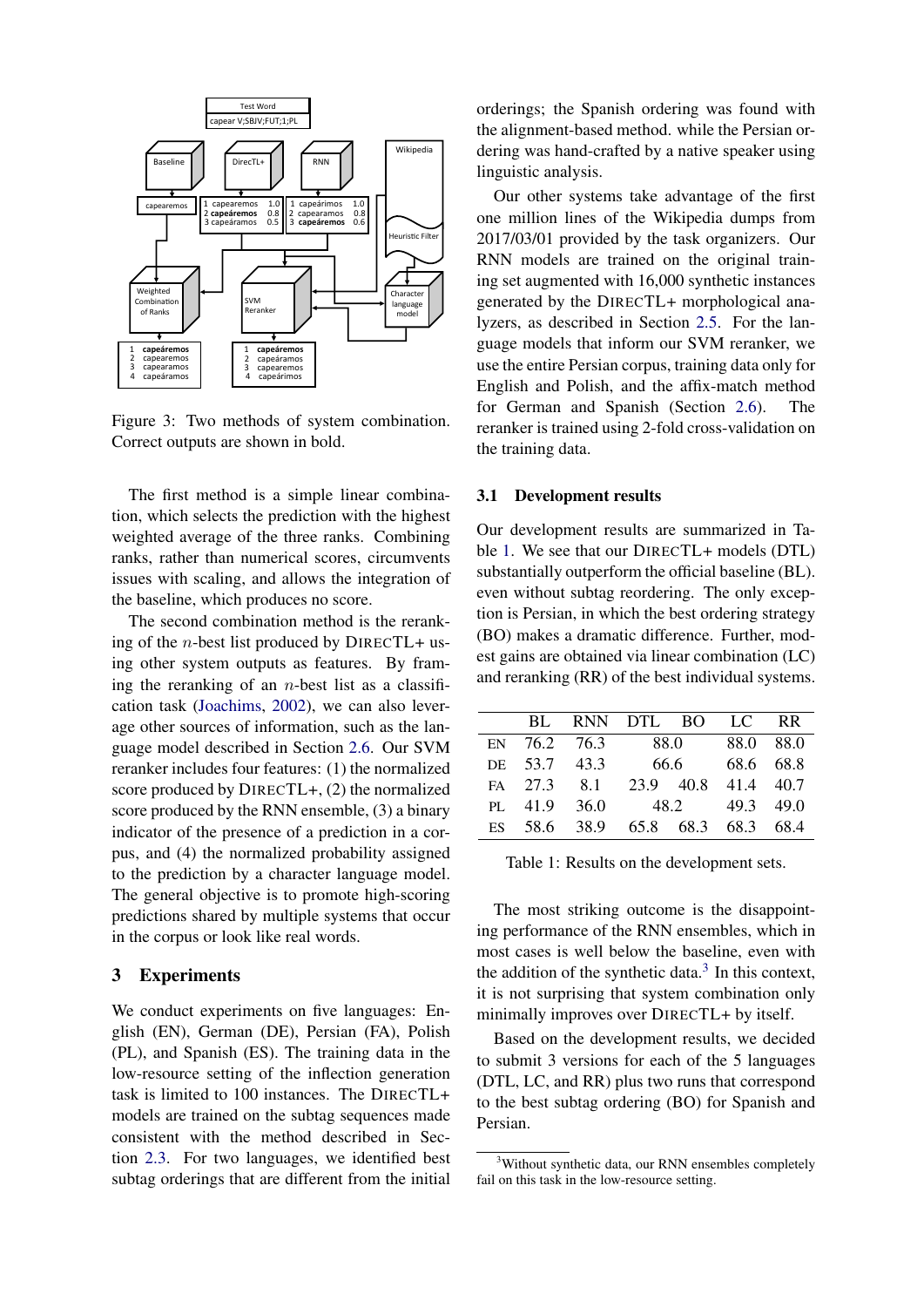Figure 3: Two methods of system combination. Correct outputs are shown in bold.

The first method is a simple linear combination, which selects the prediction with the highest weighted average of the three ranks. Combining ranks, rather than numerical scores, circumvents issues with scaling, and allows the integration of the baseline, which produces no score.

The second combination method is the reranking of the $n$-best list produced by DIRECTL+ using other system outputs as features. By framing the reranking of an $n$-best list as a classification task (Joachims, 2002), we can also leverage other sources of information, such as the language model described in Section 2.6. Our SVM reranker includes four features: (1) the normalized score produced by DIRECTL+, (2) the normalized score produced by the RNN ensemble, (3) a binary indicator of the presence of a prediction in a corpus, and (4) the normalized probability assigned to the prediction by a character language model. The general objective is to promote high-scoring predictions shared by multiple systems that occur in the corpus or look like real words.

## 3 Experiments

We conduct experiments on five languages: English (EN), German (DE), Persian (FA), Polish (PL), and Spanish (ES). The training data in the low-resource setting of the inflection generation task is limited to 100 instances. The DIRECTL+ models are trained on the subtag sequences made consistent with the method described in Section 2.3. For two languages, we identified best subtag orderings that are different from the initial orderings; the Spanish ordering was found with the alignment-based method. while the Persian ordering was hand-crafted by a native speaker using linguistic analysis.

Our other systems take advantage of the first one million lines of the Wikipedia dumps from 2017/03/01 provided by the task organizers. Our RNN models are trained on the original training set augmented with 16,000 synthetic instances generated by the DIRECTL+ morphological analyzers, as described in Section 2.5. For the language models that inform our SVM reranker, we use the entire Persian corpus, training data only for English and Polish, and the affix-match method for German and Spanish (Section 2.6). The reranker is trained using 2-fold cross-validation on the training data.

### 3.1 Development results

Our development results are summarized in Table 1. We see that our DIRECTL+ models (DTL) substantially outperform the official baseline (BL). even without subtag reordering. The only exception is Persian, in which the best ordering strategy (BO) makes a dramatic difference. Further, modest gains are obtained via linear combination (LC) and reranking (RR) of the best individual systems.

| | BL | RNN | DTL | BO | LC | RR |
|---|---|---|---|---|---|---|
| EN | 76.2 | 76.3 | 88.0 | | 88.0 | 88.0 |
| DE | 53.7 | 43.3 | 66.6 | | 68.6 | 68.8 |
| FA | 27.3 | 8.1 | 23.9 | 40.8 | 41.4 | 40.7 |
| PL | 41.9 | 36.0 | 48.2 | | 49.3 | 49.0 |
| ES | 58.6 | 38.9 | 65.8 | 68.3 | 68.3 | 68.4 |

Table 1: Results on the development sets.

The most striking outcome is the disappointing performance of the RNN ensembles, which in most cases is well below the baseline, even with the addition of the synthetic data.[3] In this context, it is not surprising that system combination only minimally improves over DIRECTL+ by itself.

Based on the development results, we decided to submit 3 versions for each of the 5 languages (DTL, LC, and RR) plus two runs that correspond to the best subtag ordering (BO) for Spanish and Persian.

[3]Without synthetic data, our RNN ensembles completely fail on this task in the low-resource setting.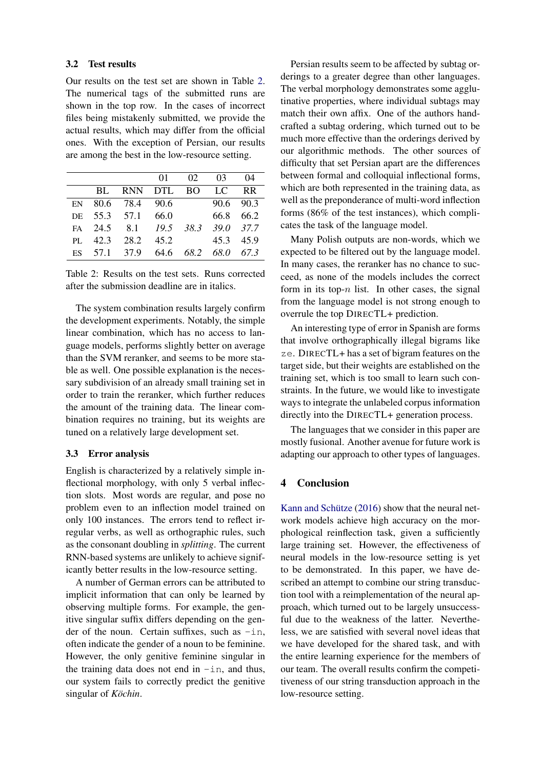### 3.2 Test results

Our results on the test set are shown in Table 2. The numerical tags of the submitted runs are shown in the top row. In the cases of incorrect files being mistakenly submitted, we provide the actual results, which may differ from the official ones. With the exception of Persian, our results are among the best in the low-resource setting.

| | | | 01 | 02 | 03 | 04 |
|---|---|---|---|---|---|---|
| | BL | RNN | DTL | BO | LC | RR |
| EN | 80.6 | 78.4 | 90.6 | | 90.6 | 90.3 |
| DE | 55.3 | 57.1 | 66.0 | | 66.8 | 66.2 |
| FA | 24.5 | 8.1 | *19.5* | *38.3* | *39.0* | *37.7* |
| PL | 42.3 | 28.2 | 45.2 | | 45.3 | 45.9 |
| ES | 57.1 | 37.9 | 64.6 | *68.2* | *68.0* | *67.3* |

Table 2: Results on the test sets. Runs corrected after the submission deadline are in italics.

The system combination results largely confirm the development experiments. Notably, the simple linear combination, which has no access to language models, performs slightly better on average than the SVM reranker, and seems to be more stable as well. One possible explanation is the necessary subdivision of an already small training set in order to train the reranker, which further reduces the amount of the training data. The linear combination requires no training, but its weights are tuned on a relatively large development set.

### 3.3 Error analysis

English is characterized by a relatively simple inflectional morphology, with only 5 verbal inflection slots. Most words are regular, and pose no problem even to an inflection model trained on only 100 instances. The errors tend to reflect irregular verbs, as well as orthographic rules, such as the consonant doubling in *splitting*. The current RNN-based systems are unlikely to achieve significantly better results in the low-resource setting.

A number of German errors can be attributed to implicit information that can only be learned by observing multiple forms. For example, the genitive singular suffix differs depending on the gender of the noun. Certain suffixes, such as `-in`, often indicate the gender of a noun to be feminine. However, the only genitive feminine singular in the training data does not end in `-in`, and thus, our system fails to correctly predict the genitive singular of *Köchin*.

Persian results seem to be affected by subtag orderings to a greater degree than other languages. The verbal morphology demonstrates some agglutinative properties, where individual subtags may match their own affix. One of the authors handcrafted a subtag ordering, which turned out to be much more effective than the orderings derived by our algorithmic methods. The other sources of difficulty that set Persian apart are the differences between formal and colloquial inflectional forms, which are both represented in the training data, as well as the preponderance of multi-word inflection forms (86% of the test instances), which complicates the task of the language model.

Many Polish outputs are non-words, which we expected to be filtered out by the language model. In many cases, the reranker has no chance to succeed, as none of the models includes the correct form in its top-$n$ list. In other cases, the signal from the language model is not strong enough to overrule the top DIRECTL+ prediction.

An interesting type of error in Spanish are forms that involve orthographically illegal bigrams like `ze`. DIRECTL+ has a set of bigram features on the target side, but their weights are established on the training set, which is too small to learn such constraints. In the future, we would like to investigate ways to integrate the unlabeled corpus information directly into the DIRECTL+ generation process.

The languages that we consider in this paper are mostly fusional. Another avenue for future work is adapting our approach to other types of languages.

## 4 Conclusion

Kann and Schütze (2016) show that the neural network models achieve high accuracy on the morphological reinflection task, given a sufficiently large training set. However, the effectiveness of neural models in the low-resource setting is yet to be demonstrated. In this paper, we have described an attempt to combine our string transduction tool with a reimplementation of the neural approach, which turned out to be largely unsuccessful due to the weakness of the latter. Nevertheless, we are satisfied with several novel ideas that we have developed for the shared task, and with the entire learning experience for the members of our team. The overall results confirm the competitiveness of our string transduction approach in the low-resource setting.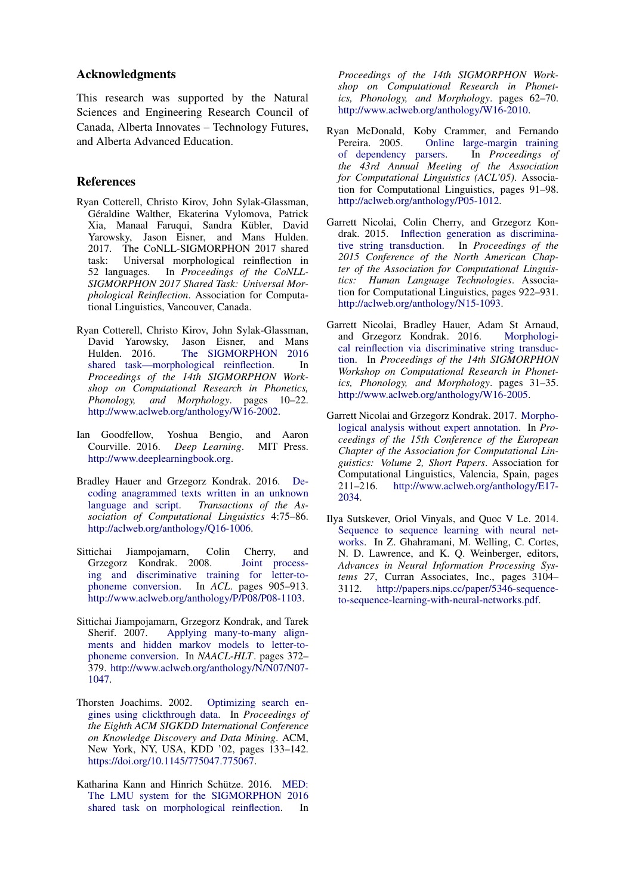## Acknowledgments

This research was supported by the Natural Sciences and Engineering Research Council of Canada, Alberta Innovates – Technology Futures, and Alberta Advanced Education.

## References

Ryan Cotterell, Christo Kirov, John Sylak-Glassman, Géraldine Walther, Ekaterina Vylomova, Patrick Xia, Manaal Faruqui, Sandra Kübler, David Yarowsky, Jason Eisner, and Mans Hulden. 2017. The CoNLL-SIGMORPHON 2017 shared task: Universal morphological reinflection in 52 languages. In *Proceedings of the CoNLL-SIGMORPHON 2017 Shared Task: Universal Morphological Reinflection*. Association for Computational Linguistics, Vancouver, Canada.

Ryan Cotterell, Christo Kirov, John Sylak-Glassman, David Yarowsky, Jason Eisner, and Mans Hulden. 2016. The SIGMORPHON 2016 shared task—morphological reinflection. In *Proceedings of the 14th SIGMORPHON Workshop on Computational Research in Phonetics, Phonology, and Morphology*. pages 10–22. http://www.aclweb.org/anthology/W16-2002.

Ian Goodfellow, Yoshua Bengio, and Aaron Courville. 2016. *Deep Learning*. MIT Press. http://www.deeplearningbook.org.

Bradley Hauer and Grzegorz Kondrak. 2016. Decoding anagrammed texts written in an unknown language and script. *Transactions of the Association of Computational Linguistics* 4:75–86. http://aclweb.org/anthology/Q16-1006.

Sittichai Jiampojamarn, Colin Cherry, and Grzegorz Kondrak. 2008. Joint processing and discriminative training for letter-to-phoneme conversion. In *ACL*. pages 905–913. http://www.aclweb.org/anthology/P/P08/P08-1103.

Sittichai Jiampojamarn, Grzegorz Kondrak, and Tarek Sherif. 2007. Applying many-to-many alignments and hidden markov models to letter-to-phoneme conversion. In *NAACL-HLT*. pages 372–379. http://www.aclweb.org/anthology/N/N07/N07-1047.

Thorsten Joachims. 2002. Optimizing search engines using clickthrough data. In *Proceedings of the Eighth ACM SIGKDD International Conference on Knowledge Discovery and Data Mining*. ACM, New York, NY, USA, KDD '02, pages 133–142. https://doi.org/10.1145/775047.775067.

Katharina Kann and Hinrich Schütze. 2016. MED: The LMU system for the SIGMORPHON 2016 shared task on morphological reinflection. In *Proceedings of the 14th SIGMORPHON Workshop on Computational Research in Phonetics, Phonology, and Morphology*. pages 62–70. http://www.aclweb.org/anthology/W16-2010.

Ryan McDonald, Koby Crammer, and Fernando Pereira. 2005. Online large-margin training of dependency parsers. In *Proceedings of the 43rd Annual Meeting of the Association for Computational Linguistics (ACL'05)*. Association for Computational Linguistics, pages 91–98. http://aclweb.org/anthology/P05-1012.

Garrett Nicolai, Colin Cherry, and Grzegorz Kondrak. 2015. Inflection generation as discriminative string transduction. In *Proceedings of the 2015 Conference of the North American Chapter of the Association for Computational Linguistics: Human Language Technologies*. Association for Computational Linguistics, pages 922–931. http://aclweb.org/anthology/N15-1093.

Garrett Nicolai, Bradley Hauer, Adam St Arnaud, and Grzegorz Kondrak. 2016. Morphological reinflection via discriminative string transduction. In *Proceedings of the 14th SIGMORPHON Workshop on Computational Research in Phonetics, Phonology, and Morphology*. pages 31–35. http://www.aclweb.org/anthology/W16-2005.

Garrett Nicolai and Grzegorz Kondrak. 2017. Morphological analysis without expert annotation. In *Proceedings of the 15th Conference of the European Chapter of the Association for Computational Linguistics: Volume 2, Short Papers*. Association for Computational Linguistics, Valencia, Spain, pages 211–216. http://www.aclweb.org/anthology/E17-2034.

Ilya Sutskever, Oriol Vinyals, and Quoc V Le. 2014. Sequence to sequence learning with neural networks. In Z. Ghahramani, M. Welling, C. Cortes, N. D. Lawrence, and K. Q. Weinberger, editors, *Advances in Neural Information Processing Systems 27*, Curran Associates, Inc., pages 3104–3112. http://papers.nips.cc/paper/5346-sequence-to-sequence-learning-with-neural-networks.pdf.